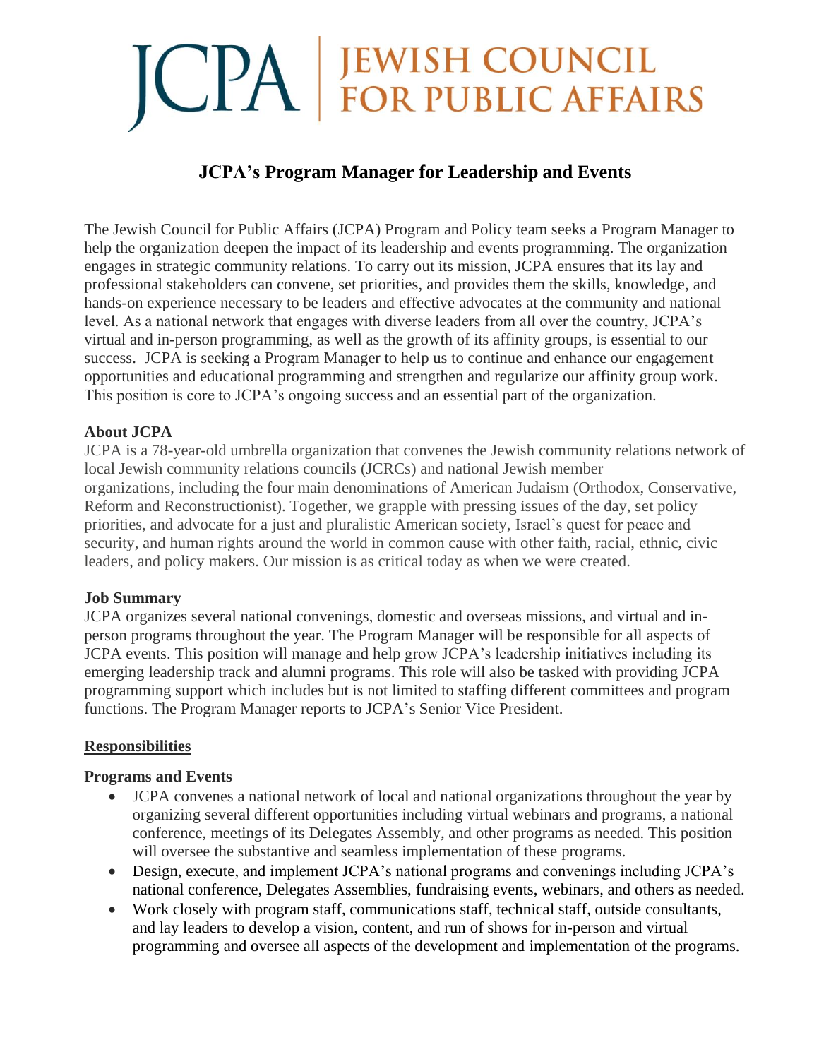# JCPA | JEWISH COUNCIL FOR PUBLIC AFFAIRS

## JCPA's Program Manager for Leadership and Events

The Jewish Council for Public Affairs (JCPA) Program and Policy team seeks a Program Manager to help the organization deepen the impact of its leadership and events programming. The organization engages in strategic community relations. To carry out its mission, JCPA ensures that its lay and professional stakeholders can convene, set priorities, and provides them the skills, knowledge, and hands-on experience necessary to be leaders and effective advocates at the community and national level. As a national network that engages with diverse leaders from all over the country, JCPA's virtual and in-person programming, as well as the growth of its affinity groups, is essential to our success. JCPA is seeking a Program Manager to help us to continue and enhance our engagement opportunities and educational programming and strengthen and regularize our affinity group work. This position is core to JCPA's ongoing success and an essential part of the organization.

**About JCPA**

JCPA is a 78-year-old umbrella organization that convenes the Jewish community relations network of local Jewish community relations councils (JCRCs) and national Jewish member organizations, including the four main denominations of American Judaism (Orthodox, Conservative, Reform and Reconstructionist). Together, we grapple with pressing issues of the day, set policy priorities, and advocate for a just and pluralistic American society, Israel's quest for peace and security, and human rights around the world in common cause with other faith, racial, ethnic, civic leaders, and policy makers. Our mission is as critical today as when we were created.

**Job Summary**

JCPA organizes several national convenings, domestic and overseas missions, and virtual and in-person programs throughout the year. The Program Manager will be responsible for all aspects of JCPA events. This position will manage and help grow JCPA's leadership initiatives including its emerging leadership track and alumni programs. This role will also be tasked with providing JCPA programming support which includes but is not limited to staffing different committees and program functions. The Program Manager reports to JCPA's Senior Vice President.

**Responsibilities**

**Programs and Events**

- JCPA convenes a national network of local and national organizations throughout the year by organizing several different opportunities including virtual webinars and programs, a national conference, meetings of its Delegates Assembly, and other programs as needed. This position will oversee the substantive and seamless implementation of these programs.
- Design, execute, and implement JCPA's national programs and convenings including JCPA's national conference, Delegates Assemblies, fundraising events, webinars, and others as needed.
- Work closely with program staff, communications staff, technical staff, outside consultants, and lay leaders to develop a vision, content, and run of shows for in-person and virtual programming and oversee all aspects of the development and implementation of the programs.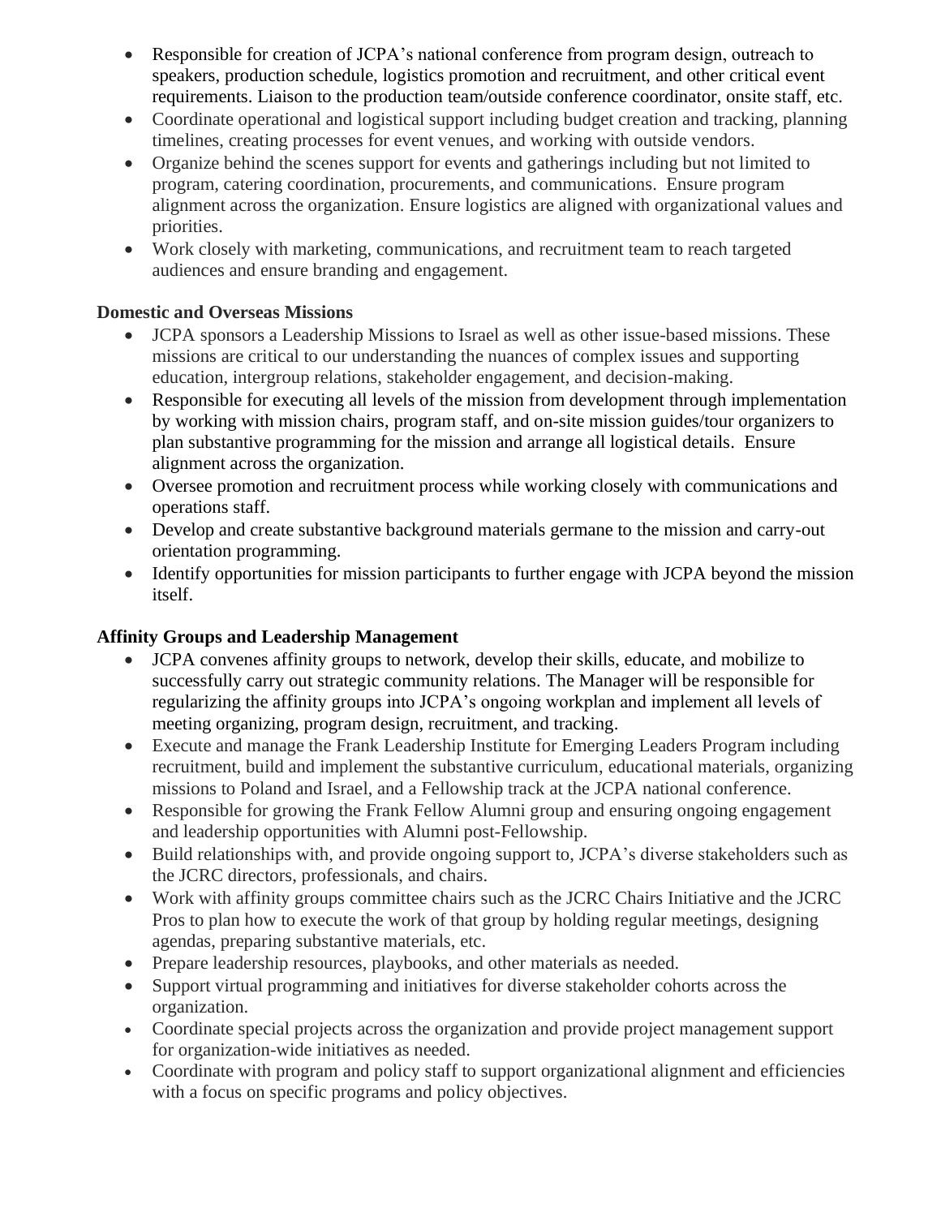- Responsible for creation of JCPA's national conference from program design, outreach to speakers, production schedule, logistics promotion and recruitment, and other critical event requirements. Liaison to the production team/outside conference coordinator, onsite staff, etc.
- Coordinate operational and logistical support including budget creation and tracking, planning timelines, creating processes for event venues, and working with outside vendors.
- Organize behind the scenes support for events and gatherings including but not limited to program, catering coordination, procurements, and communications. Ensure program alignment across the organization. Ensure logistics are aligned with organizational values and priorities.
- Work closely with marketing, communications, and recruitment team to reach targeted audiences and ensure branding and engagement.

**Domestic and Overseas Missions**

- JCPA sponsors a Leadership Missions to Israel as well as other issue-based missions. These missions are critical to our understanding the nuances of complex issues and supporting education, intergroup relations, stakeholder engagement, and decision-making.
- Responsible for executing all levels of the mission from development through implementation by working with mission chairs, program staff, and on-site mission guides/tour organizers to plan substantive programming for the mission and arrange all logistical details. Ensure alignment across the organization.
- Oversee promotion and recruitment process while working closely with communications and operations staff.
- Develop and create substantive background materials germane to the mission and carry-out orientation programming.
- Identify opportunities for mission participants to further engage with JCPA beyond the mission itself.

**Affinity Groups and Leadership Management**

- JCPA convenes affinity groups to network, develop their skills, educate, and mobilize to successfully carry out strategic community relations. The Manager will be responsible for regularizing the affinity groups into JCPA's ongoing workplan and implement all levels of meeting organizing, program design, recruitment, and tracking.
- Execute and manage the Frank Leadership Institute for Emerging Leaders Program including recruitment, build and implement the substantive curriculum, educational materials, organizing missions to Poland and Israel, and a Fellowship track at the JCPA national conference.
- Responsible for growing the Frank Fellow Alumni group and ensuring ongoing engagement and leadership opportunities with Alumni post-Fellowship.
- Build relationships with, and provide ongoing support to, JCPA's diverse stakeholders such as the JCRC directors, professionals, and chairs.
- Work with affinity groups committee chairs such as the JCRC Chairs Initiative and the JCRC Pros to plan how to execute the work of that group by holding regular meetings, designing agendas, preparing substantive materials, etc.
- Prepare leadership resources, playbooks, and other materials as needed.
- Support virtual programming and initiatives for diverse stakeholder cohorts across the organization.
- Coordinate special projects across the organization and provide project management support for organization-wide initiatives as needed.
- Coordinate with program and policy staff to support organizational alignment and efficiencies with a focus on specific programs and policy objectives.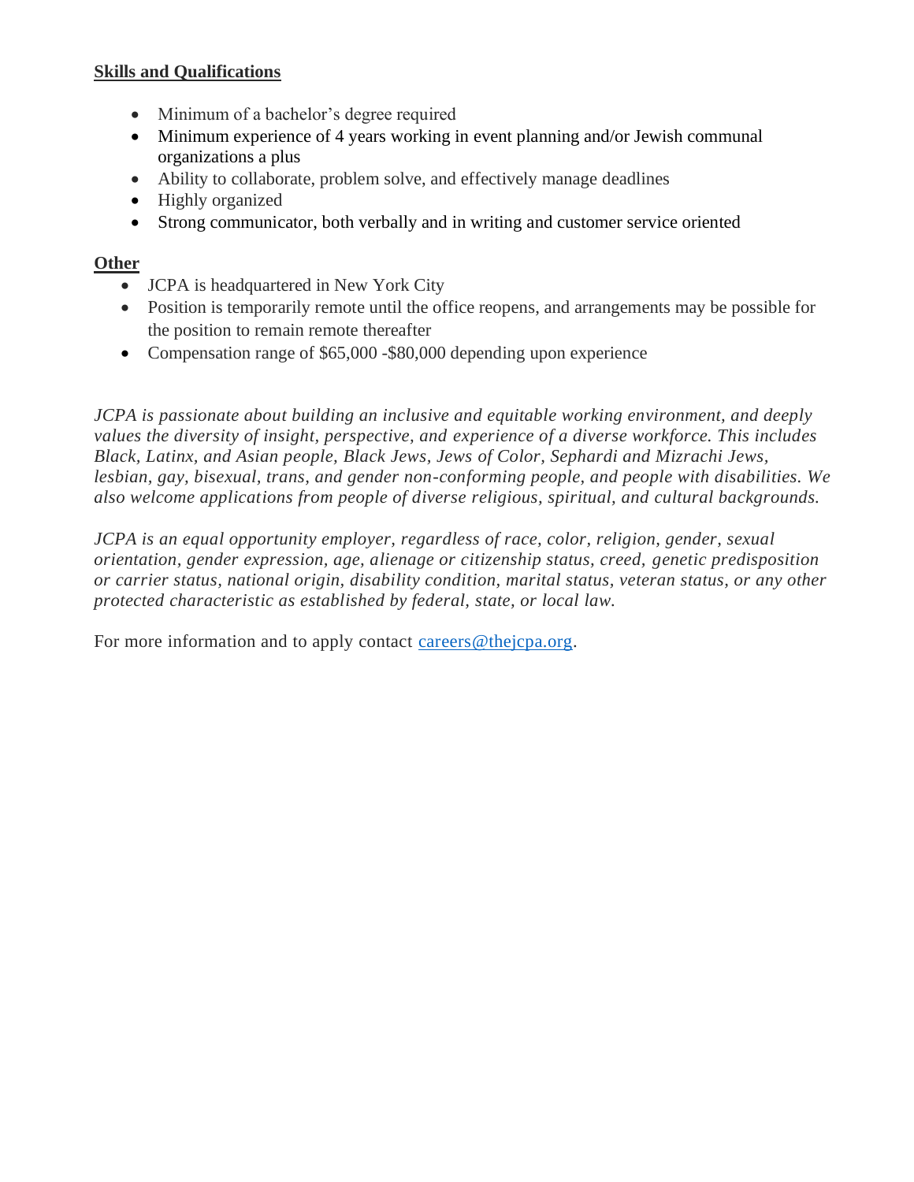**Skills and Qualifications**

- Minimum of a bachelor's degree required
- Minimum experience of 4 years working in event planning and/or Jewish communal organizations a plus
- Ability to collaborate, problem solve, and effectively manage deadlines
- Highly organized
- Strong communicator, both verbally and in writing and customer service oriented

**Other**

- JCPA is headquartered in New York City
- Position is temporarily remote until the office reopens, and arrangements may be possible for the position to remain remote thereafter
- Compensation range of $65,000 -$80,000 depending upon experience

*JCPA is passionate about building an inclusive and equitable working environment, and deeply values the diversity of insight, perspective, and experience of a diverse workforce. This includes Black, Latinx, and Asian people, Black Jews, Jews of Color, Sephardi and Mizrachi Jews, lesbian, gay, bisexual, trans, and gender non-conforming people, and people with disabilities. We also welcome applications from people of diverse religious, spiritual, and cultural backgrounds.*

*JCPA is an equal opportunity employer, regardless of race, color, religion, gender, sexual orientation, gender expression, age, alienage or citizenship status, creed, genetic predisposition or carrier status, national origin, disability condition, marital status, veteran status, or any other protected characteristic as established by federal, state, or local law.*

For more information and to apply contact careers@thejcpa.org.